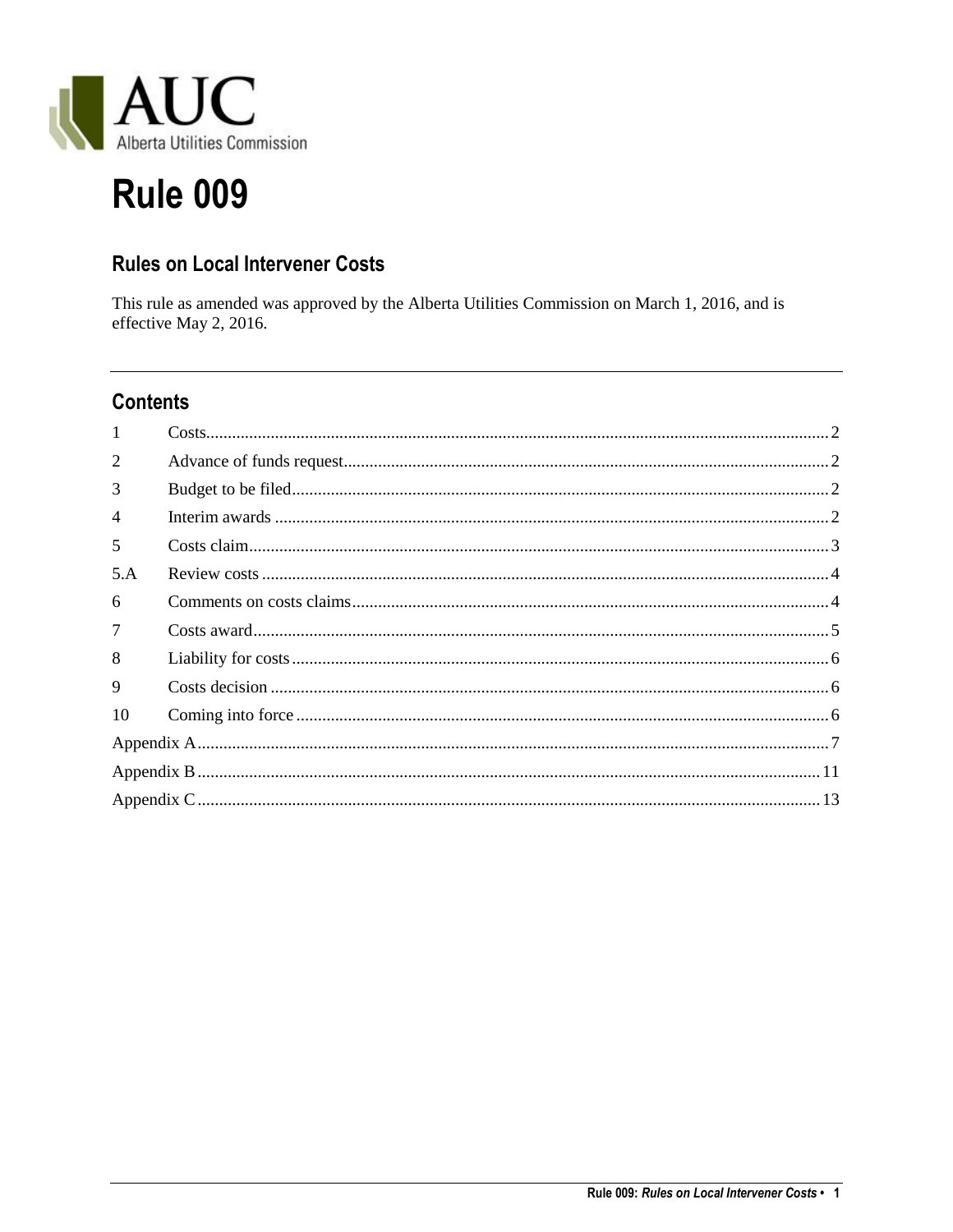AUC

Alberta Utilities Commission

# Rule 009

## Rules on Local Intervener Costs

This rule as amended was approved by the Alberta Utilities Commission on March 1, 2016, and is effective May 2, 2016.

---

## Contents

| | | |
|---|---|---|
| 1 | Costs | 2 |
| 2 | Advance of funds request | 2 |
| 3 | Budget to be filed | 2 |
| 4 | Interim awards | 2 |
| 5 | Costs claim | 3 |
| 5.A | Review costs | 4 |
| 6 | Comments on costs claims | 4 |
| 7 | Costs award | 5 |
| 8 | Liability for costs | 6 |
| 9 | Costs decision | 6 |
| 10 | Coming into force | 6 |
| Appendix A | | 7 |
| Appendix B | | 11 |
| Appendix C | | 13 |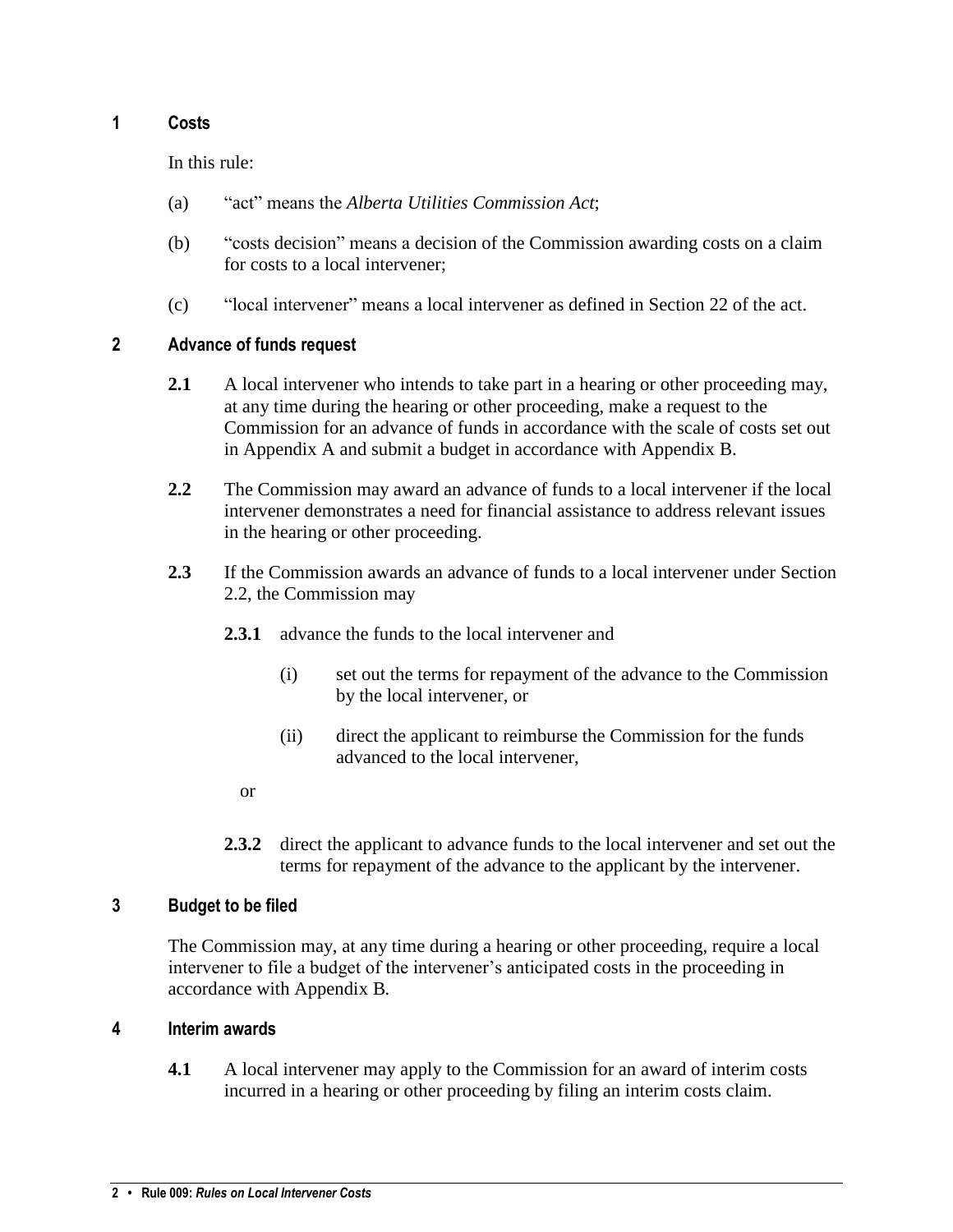## 1 Costs

In this rule:

(a) “act” means the *Alberta Utilities Commission Act*;

(b) “costs decision” means a decision of the Commission awarding costs on a claim for costs to a local intervener;

(c) “local intervener” means a local intervener as defined in Section 22 of the act.

## 2 Advance of funds request

**2.1** A local intervener who intends to take part in a hearing or other proceeding may, at any time during the hearing or other proceeding, make a request to the Commission for an advance of funds in accordance with the scale of costs set out in Appendix A and submit a budget in accordance with Appendix B.

**2.2** The Commission may award an advance of funds to a local intervener if the local intervener demonstrates a need for financial assistance to address relevant issues in the hearing or other proceeding.

**2.3** If the Commission awards an advance of funds to a local intervener under Section 2.2, the Commission may

**2.3.1** advance the funds to the local intervener and

(i) set out the terms for repayment of the advance to the Commission by the local intervener, or

(ii) direct the applicant to reimburse the Commission for the funds advanced to the local intervener,

or

**2.3.2** direct the applicant to advance funds to the local intervener and set out the terms for repayment of the advance to the applicant by the intervener.

## 3 Budget to be filed

The Commission may, at any time during a hearing or other proceeding, require a local intervener to file a budget of the intervener’s anticipated costs in the proceeding in accordance with Appendix B.

## 4 Interim awards

**4.1** A local intervener may apply to the Commission for an award of interim costs incurred in a hearing or other proceeding by filing an interim costs claim.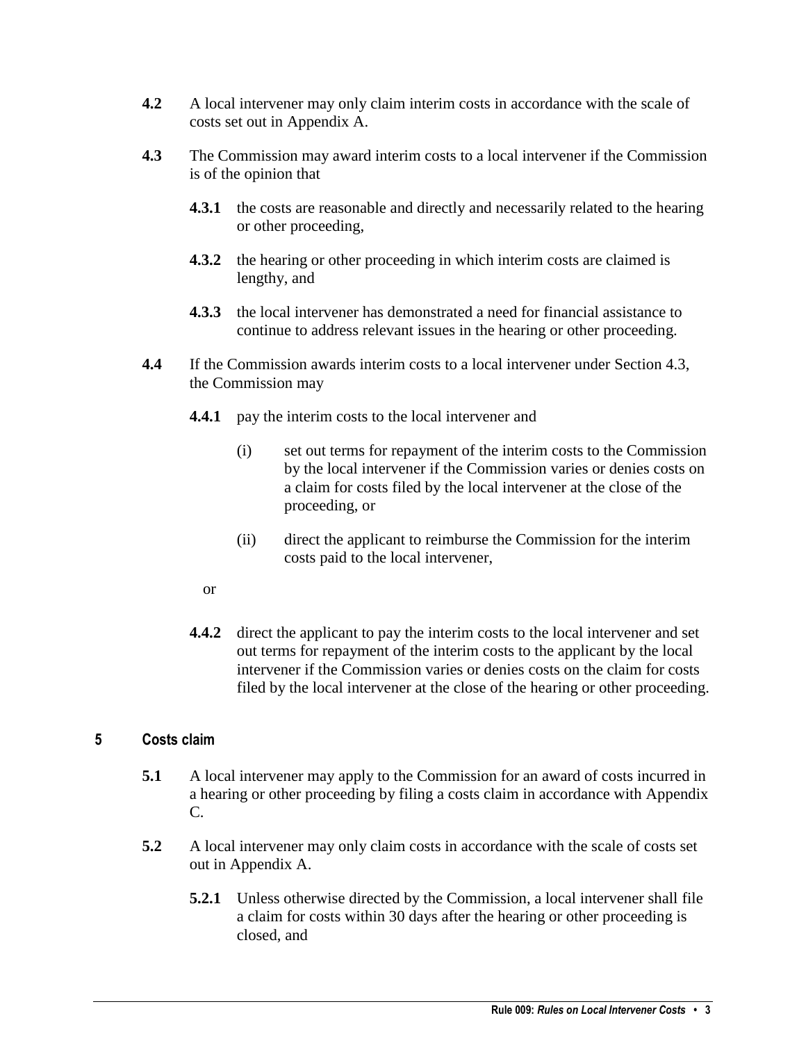**4.2** A local intervener may only claim interim costs in accordance with the scale of costs set out in Appendix A.

**4.3** The Commission may award interim costs to a local intervener if the Commission is of the opinion that

> **4.3.1** the costs are reasonable and directly and necessarily related to the hearing or other proceeding,
>
> **4.3.2** the hearing or other proceeding in which interim costs are claimed is lengthy, and
>
> **4.3.3** the local intervener has demonstrated a need for financial assistance to continue to address relevant issues in the hearing or other proceeding.

**4.4** If the Commission awards interim costs to a local intervener under Section 4.3, the Commission may

> **4.4.1** pay the interim costs to the local intervener and
>
> > (i) set out terms for repayment of the interim costs to the Commission by the local intervener if the Commission varies or denies costs on a claim for costs filed by the local intervener at the close of the proceeding, or
> >
> > (ii) direct the applicant to reimburse the Commission for the interim costs paid to the local intervener,
>
> or
>
> **4.4.2** direct the applicant to pay the interim costs to the local intervener and set out terms for repayment of the interim costs to the applicant by the local intervener if the Commission varies or denies costs on the claim for costs filed by the local intervener at the close of the hearing or other proceeding.

## 5 Costs claim

**5.1** A local intervener may apply to the Commission for an award of costs incurred in a hearing or other proceeding by filing a costs claim in accordance with Appendix C.

**5.2** A local intervener may only claim costs in accordance with the scale of costs set out in Appendix A.

> **5.2.1** Unless otherwise directed by the Commission, a local intervener shall file a claim for costs within 30 days after the hearing or other proceeding is closed, and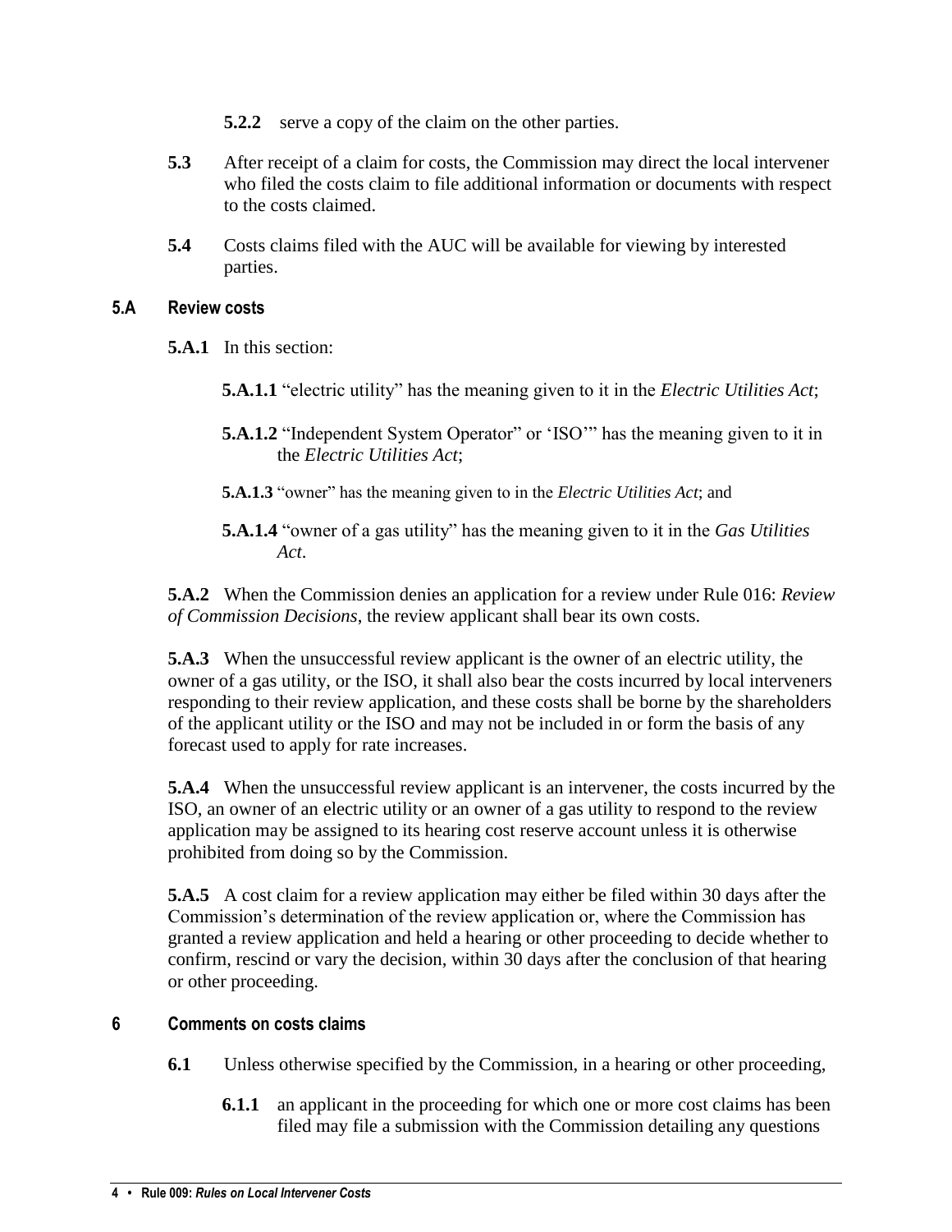**5.2.2** serve a copy of the claim on the other parties.

**5.3** After receipt of a claim for costs, the Commission may direct the local intervener who filed the costs claim to file additional information or documents with respect to the costs claimed.

**5.4** Costs claims filed with the AUC will be available for viewing by interested parties.

## 5.A Review costs

**5.A.1** In this section:

**5.A.1.1** "electric utility" has the meaning given to it in the *Electric Utilities Act*;

**5.A.1.2** "Independent System Operator" or 'ISO'" has the meaning given to it in the *Electric Utilities Act*;

**5.A.1.3** "owner" has the meaning given to in the *Electric Utilities Act*; and

**5.A.1.4** "owner of a gas utility" has the meaning given to it in the *Gas Utilities Act*.

**5.A.2** When the Commission denies an application for a review under Rule 016: *Review of Commission Decisions*, the review applicant shall bear its own costs.

**5.A.3** When the unsuccessful review applicant is the owner of an electric utility, the owner of a gas utility, or the ISO, it shall also bear the costs incurred by local interveners responding to their review application, and these costs shall be borne by the shareholders of the applicant utility or the ISO and may not be included in or form the basis of any forecast used to apply for rate increases.

**5.A.4** When the unsuccessful review applicant is an intervener, the costs incurred by the ISO, an owner of an electric utility or an owner of a gas utility to respond to the review application may be assigned to its hearing cost reserve account unless it is otherwise prohibited from doing so by the Commission.

**5.A.5** A cost claim for a review application may either be filed within 30 days after the Commission's determination of the review application or, where the Commission has granted a review application and held a hearing or other proceeding to decide whether to confirm, rescind or vary the decision, within 30 days after the conclusion of that hearing or other proceeding.

## 6 Comments on costs claims

**6.1** Unless otherwise specified by the Commission, in a hearing or other proceeding,

**6.1.1** an applicant in the proceeding for which one or more cost claims has been filed may file a submission with the Commission detailing any questions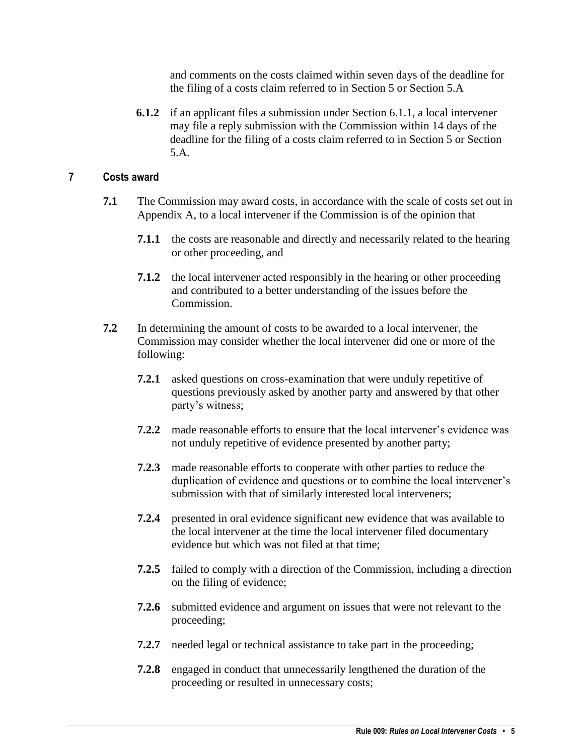and comments on the costs claimed within seven days of the deadline for the filing of a costs claim referred to in Section 5 or Section 5.A

**6.1.2** if an applicant files a submission under Section 6.1.1, a local intervener may file a reply submission with the Commission within 14 days of the deadline for the filing of a costs claim referred to in Section 5 or Section 5.A.

## 7 Costs award

**7.1** The Commission may award costs, in accordance with the scale of costs set out in Appendix A, to a local intervener if the Commission is of the opinion that

**7.1.1** the costs are reasonable and directly and necessarily related to the hearing or other proceeding, and

**7.1.2** the local intervener acted responsibly in the hearing or other proceeding and contributed to a better understanding of the issues before the Commission.

**7.2** In determining the amount of costs to be awarded to a local intervener, the Commission may consider whether the local intervener did one or more of the following:

**7.2.1** asked questions on cross-examination that were unduly repetitive of questions previously asked by another party and answered by that other party's witness;

**7.2.2** made reasonable efforts to ensure that the local intervener's evidence was not unduly repetitive of evidence presented by another party;

**7.2.3** made reasonable efforts to cooperate with other parties to reduce the duplication of evidence and questions or to combine the local intervener's submission with that of similarly interested local interveners;

**7.2.4** presented in oral evidence significant new evidence that was available to the local intervener at the time the local intervener filed documentary evidence but which was not filed at that time;

**7.2.5** failed to comply with a direction of the Commission, including a direction on the filing of evidence;

**7.2.6** submitted evidence and argument on issues that were not relevant to the proceeding;

**7.2.7** needed legal or technical assistance to take part in the proceeding;

**7.2.8** engaged in conduct that unnecessarily lengthened the duration of the proceeding or resulted in unnecessary costs;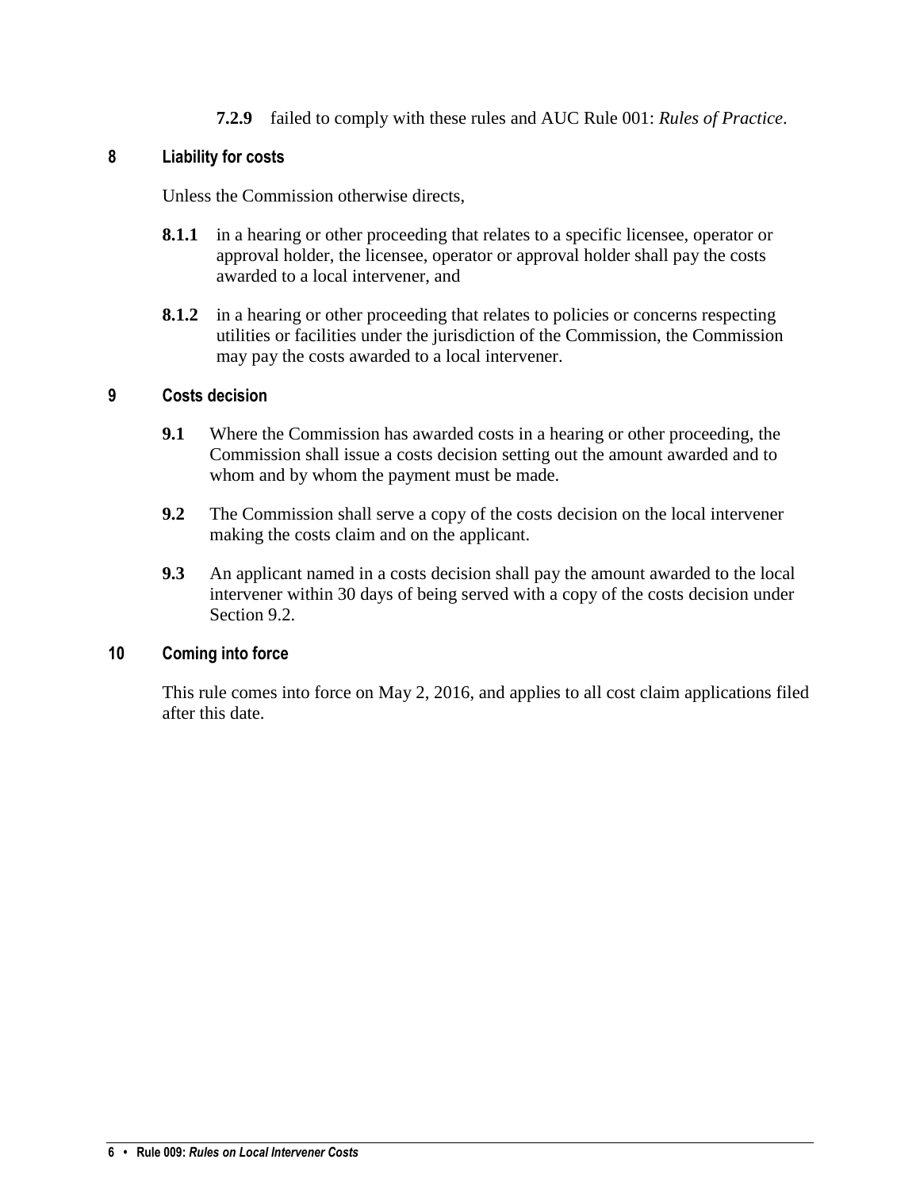**7.2.9** failed to comply with these rules and AUC Rule 001: *Rules of Practice*.

## 8 Liability for costs

Unless the Commission otherwise directs,

**8.1.1** in a hearing or other proceeding that relates to a specific licensee, operator or approval holder, the licensee, operator or approval holder shall pay the costs awarded to a local intervener, and

**8.1.2** in a hearing or other proceeding that relates to policies or concerns respecting utilities or facilities under the jurisdiction of the Commission, the Commission may pay the costs awarded to a local intervener.

## 9 Costs decision

**9.1** Where the Commission has awarded costs in a hearing or other proceeding, the Commission shall issue a costs decision setting out the amount awarded and to whom and by whom the payment must be made.

**9.2** The Commission shall serve a copy of the costs decision on the local intervener making the costs claim and on the applicant.

**9.3** An applicant named in a costs decision shall pay the amount awarded to the local intervener within 30 days of being served with a copy of the costs decision under Section 9.2.

## 10 Coming into force

This rule comes into force on May 2, 2016, and applies to all cost claim applications filed after this date.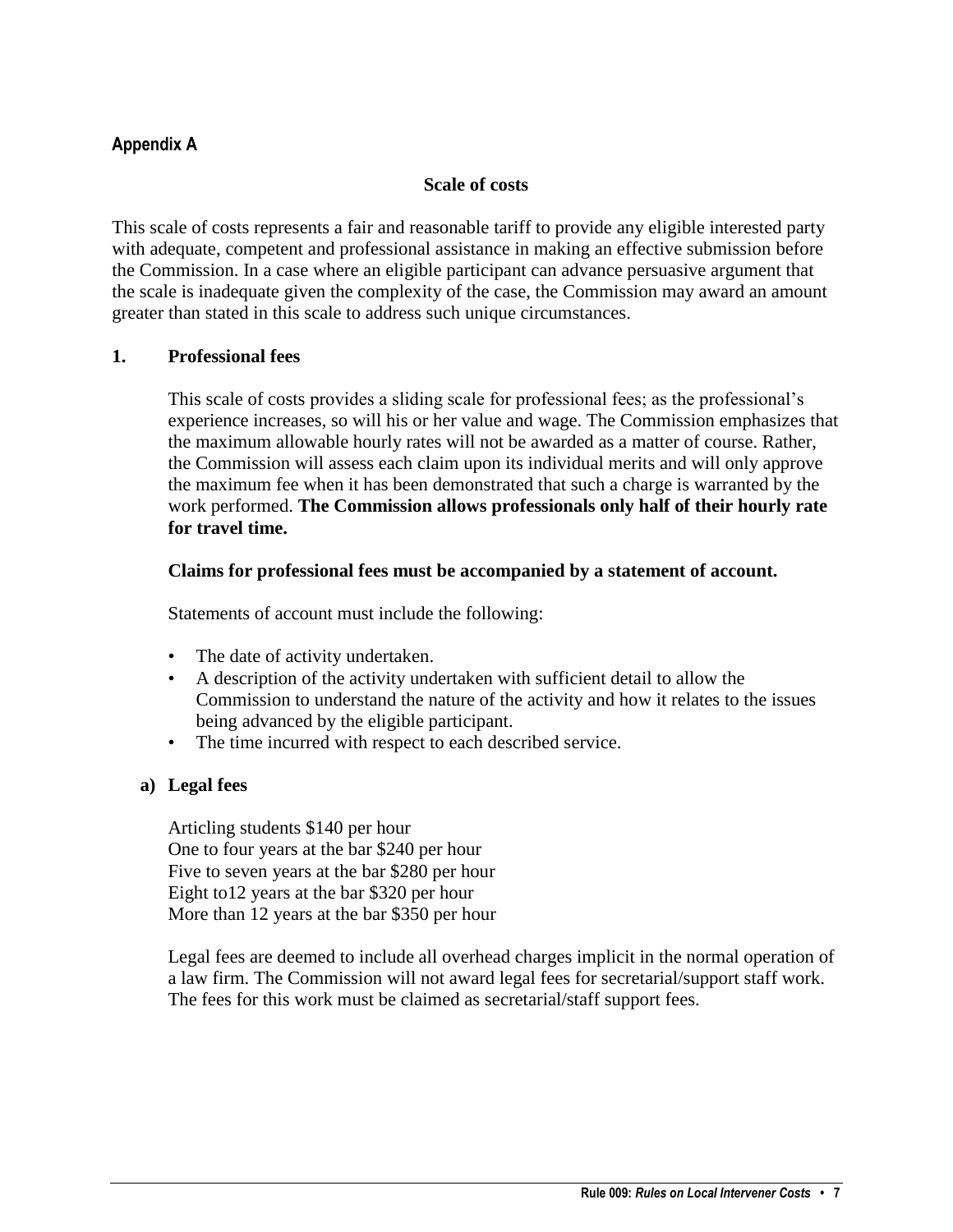## Appendix A

### Scale of costs

This scale of costs represents a fair and reasonable tariff to provide any eligible interested party with adequate, competent and professional assistance in making an effective submission before the Commission. In a case where an eligible participant can advance persuasive argument that the scale is inadequate given the complexity of the case, the Commission may award an amount greater than stated in this scale to address such unique circumstances.

### 1. Professional fees

This scale of costs provides a sliding scale for professional fees; as the professional's experience increases, so will his or her value and wage. The Commission emphasizes that the maximum allowable hourly rates will not be awarded as a matter of course. Rather, the Commission will assess each claim upon its individual merits and will only approve the maximum fee when it has been demonstrated that such a charge is warranted by the work performed. **The Commission allows professionals only half of their hourly rate for travel time.**

**Claims for professional fees must be accompanied by a statement of account.**

Statements of account must include the following:

- The date of activity undertaken.
- A description of the activity undertaken with sufficient detail to allow the Commission to understand the nature of the activity and how it relates to the issues being advanced by the eligible participant.
- The time incurred with respect to each described service.

#### a) Legal fees

Articling students $140 per hour
One to four years at the bar $240 per hour
Five to seven years at the bar $280 per hour
Eight to12 years at the bar $320 per hour
More than 12 years at the bar $350 per hour

Legal fees are deemed to include all overhead charges implicit in the normal operation of a law firm. The Commission will not award legal fees for secretarial/support staff work. The fees for this work must be claimed as secretarial/staff support fees.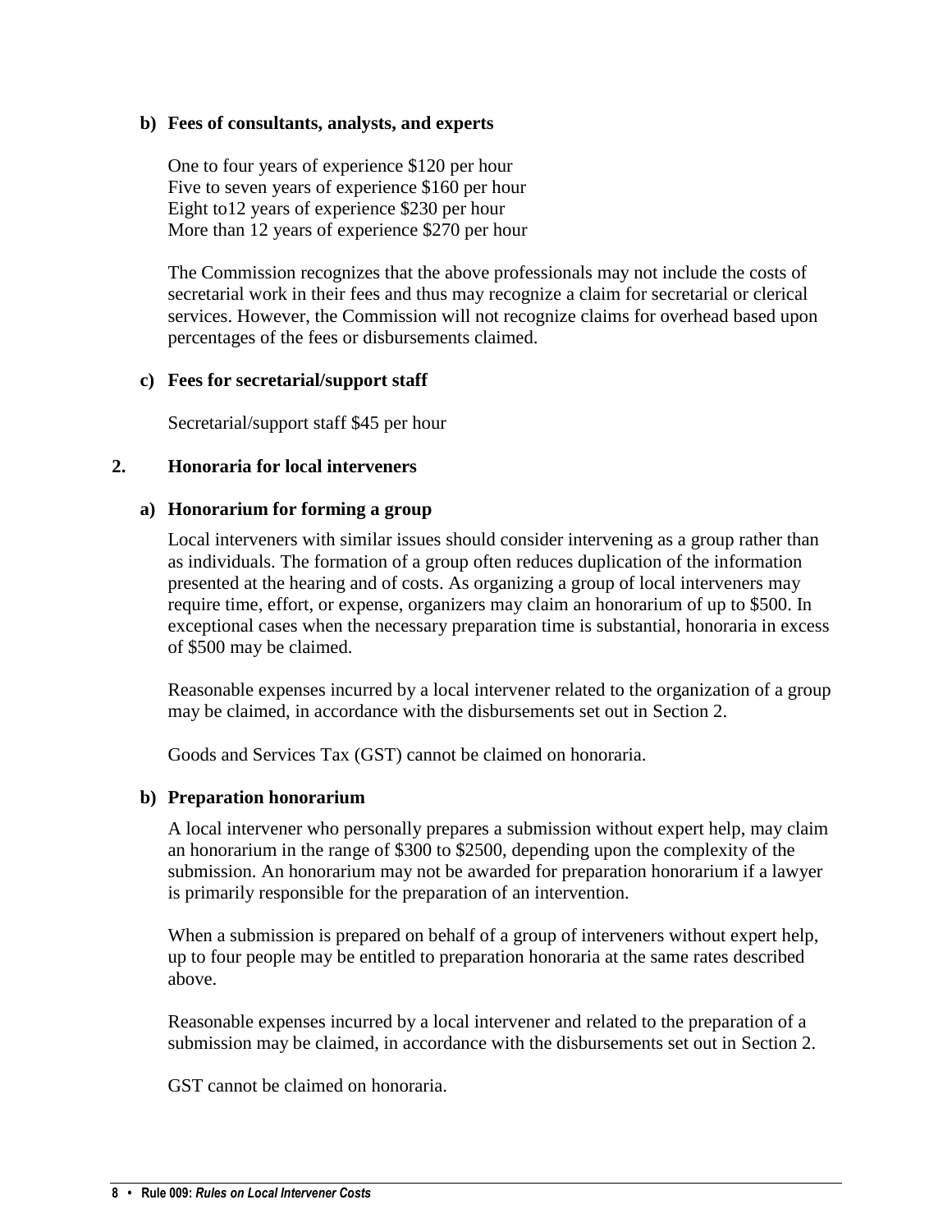### b) Fees of consultants, analysts, and experts

One to four years of experience $120 per hour
Five to seven years of experience $160 per hour
Eight to12 years of experience $230 per hour
More than 12 years of experience $270 per hour

The Commission recognizes that the above professionals may not include the costs of secretarial work in their fees and thus may recognize a claim for secretarial or clerical services. However, the Commission will not recognize claims for overhead based upon percentages of the fees or disbursements claimed.

### c) Fees for secretarial/support staff

Secretarial/support staff $45 per hour

## 2. Honoraria for local interveners

### a) Honorarium for forming a group

Local interveners with similar issues should consider intervening as a group rather than as individuals. The formation of a group often reduces duplication of the information presented at the hearing and of costs. As organizing a group of local interveners may require time, effort, or expense, organizers may claim an honorarium of up to $500. In exceptional cases when the necessary preparation time is substantial, honoraria in excess of $500 may be claimed.

Reasonable expenses incurred by a local intervener related to the organization of a group may be claimed, in accordance with the disbursements set out in Section 2.

Goods and Services Tax (GST) cannot be claimed on honoraria.

### b) Preparation honorarium

A local intervener who personally prepares a submission without expert help, may claim an honorarium in the range of $300 to $2500, depending upon the complexity of the submission. An honorarium may not be awarded for preparation honorarium if a lawyer is primarily responsible for the preparation of an intervention.

When a submission is prepared on behalf of a group of interveners without expert help, up to four people may be entitled to preparation honoraria at the same rates described above.

Reasonable expenses incurred by a local intervener and related to the preparation of a submission may be claimed, in accordance with the disbursements set out in Section 2.

GST cannot be claimed on honoraria.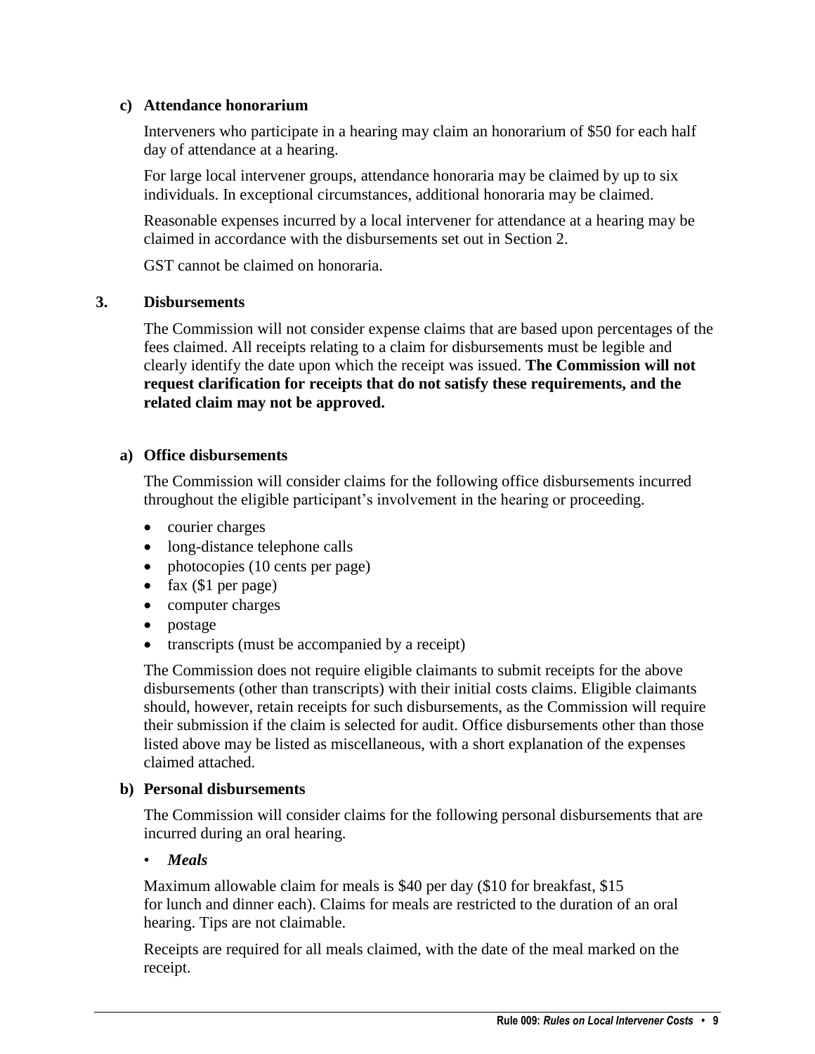**c) Attendance honorarium**

Interveners who participate in a hearing may claim an honorarium of $50 for each half day of attendance at a hearing.

For large local intervener groups, attendance honoraria may be claimed by up to six individuals. In exceptional circumstances, additional honoraria may be claimed.

Reasonable expenses incurred by a local intervener for attendance at a hearing may be claimed in accordance with the disbursements set out in Section 2.

GST cannot be claimed on honoraria.

## 3. Disbursements

The Commission will not consider expense claims that are based upon percentages of the fees claimed. All receipts relating to a claim for disbursements must be legible and clearly identify the date upon which the receipt was issued. **The Commission will not request clarification for receipts that do not satisfy these requirements, and the related claim may not be approved.**

**a) Office disbursements**

The Commission will consider claims for the following office disbursements incurred throughout the eligible participant's involvement in the hearing or proceeding.

- courier charges
- long-distance telephone calls
- photocopies (10 cents per page)
- fax ($1 per page)
- computer charges
- postage
- transcripts (must be accompanied by a receipt)

The Commission does not require eligible claimants to submit receipts for the above disbursements (other than transcripts) with their initial costs claims. Eligible claimants should, however, retain receipts for such disbursements, as the Commission will require their submission if the claim is selected for audit. Office disbursements other than those listed above may be listed as miscellaneous, with a short explanation of the expenses claimed attached.

**b) Personal disbursements**

The Commission will consider claims for the following personal disbursements that are incurred during an oral hearing.

- ***Meals***

Maximum allowable claim for meals is $40 per day ($10 for breakfast, $15 for lunch and dinner each). Claims for meals are restricted to the duration of an oral hearing. Tips are not claimable.

Receipts are required for all meals claimed, with the date of the meal marked on the receipt.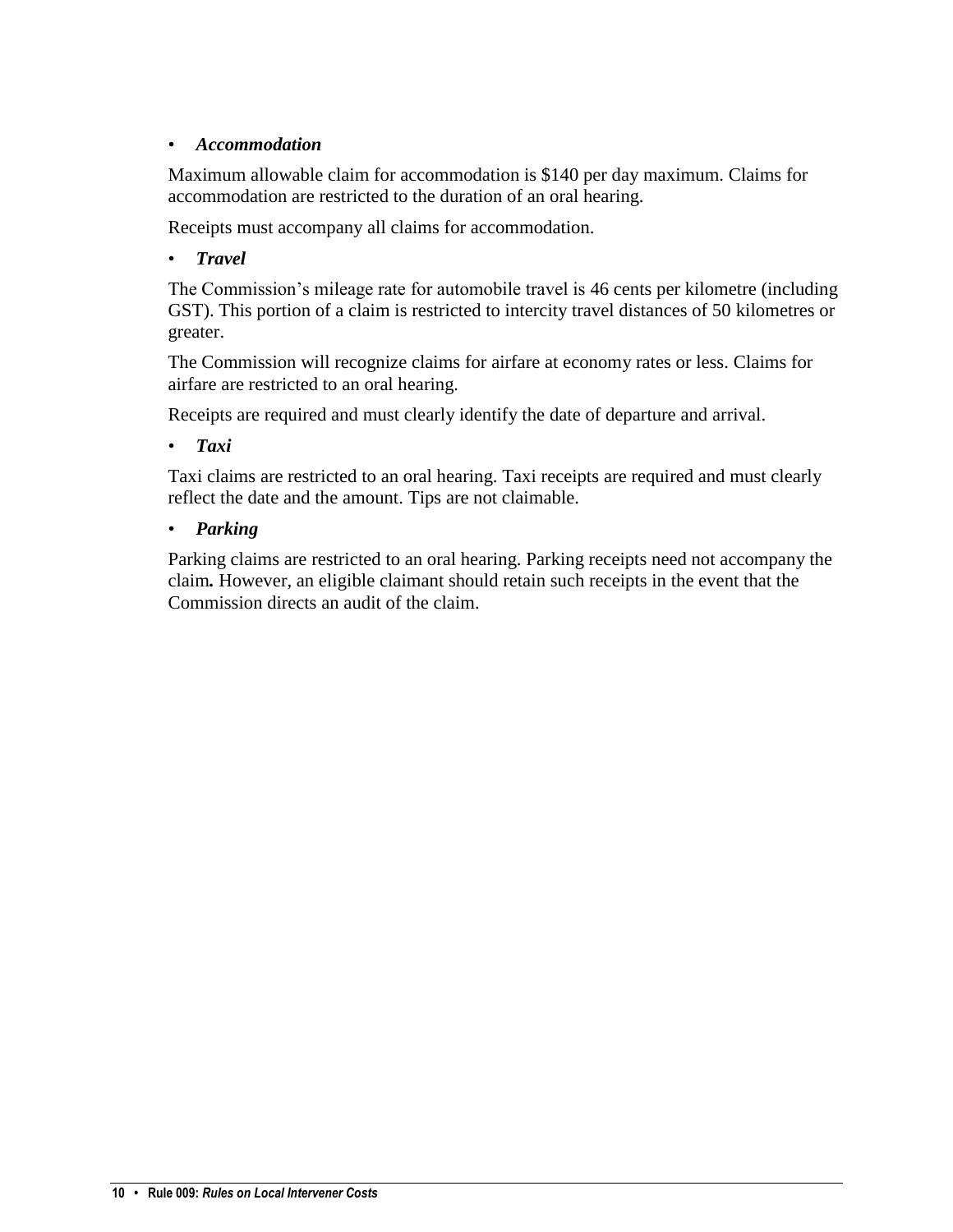- ***Accommodation***

Maximum allowable claim for accommodation is $140 per day maximum. Claims for accommodation are restricted to the duration of an oral hearing.

Receipts must accompany all claims for accommodation.

- ***Travel***

The Commission's mileage rate for automobile travel is 46 cents per kilometre (including GST). This portion of a claim is restricted to intercity travel distances of 50 kilometres or greater.

The Commission will recognize claims for airfare at economy rates or less. Claims for airfare are restricted to an oral hearing.

Receipts are required and must clearly identify the date of departure and arrival.

- ***Taxi***

Taxi claims are restricted to an oral hearing. Taxi receipts are required and must clearly reflect the date and the amount. Tips are not claimable.

- ***Parking***

Parking claims are restricted to an oral hearing. Parking receipts need not accompany the claim**.** However, an eligible claimant should retain such receipts in the event that the Commission directs an audit of the claim.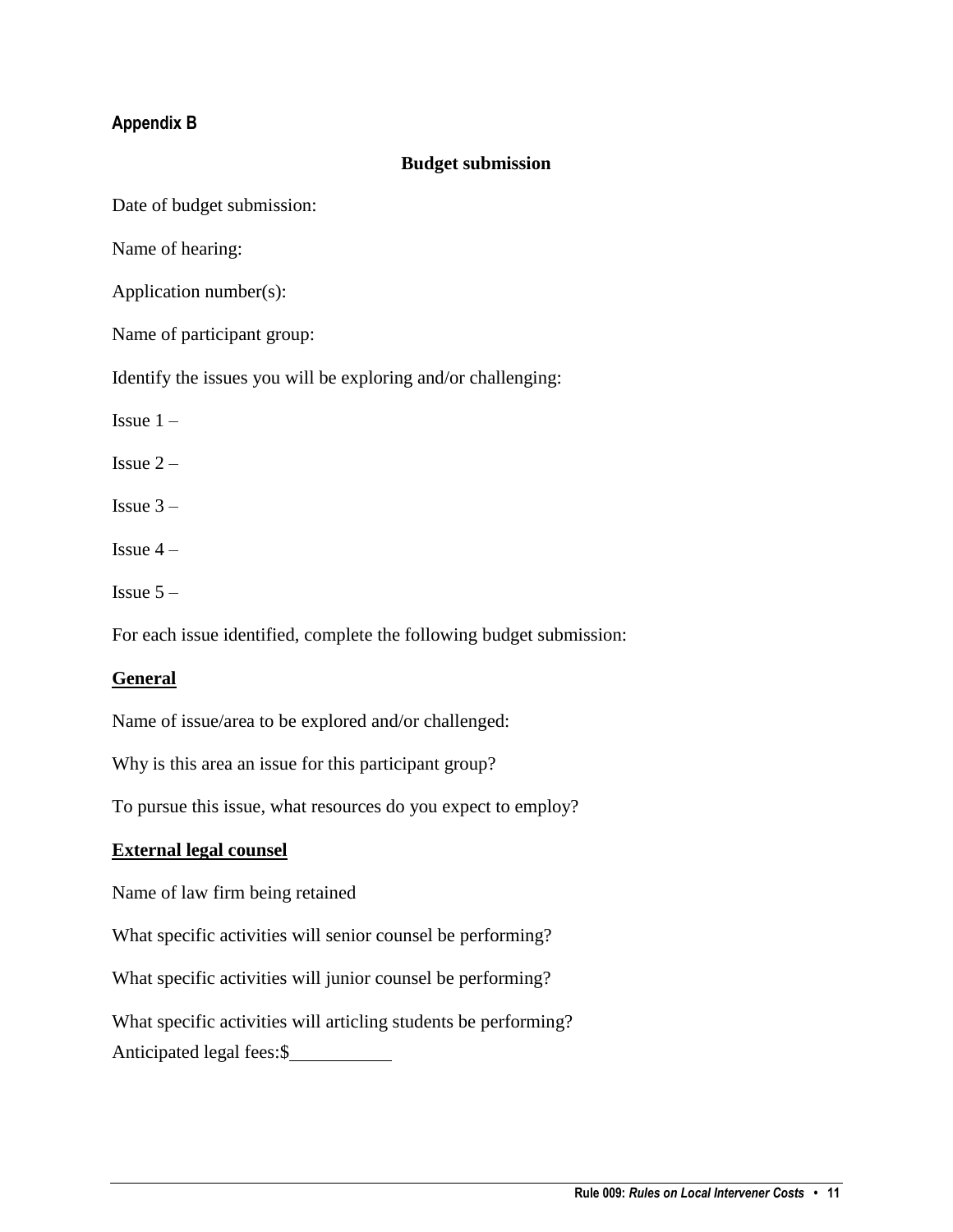## Appendix B

### Budget submission

Date of budget submission:

Name of hearing:

Application number(s):

Name of participant group:

Identify the issues you will be exploring and/or challenging:

Issue 1 –

Issue 2 –

Issue 3 –

Issue 4 –

Issue 5 –

For each issue identified, complete the following budget submission:

**General**

Name of issue/area to be explored and/or challenged:

Why is this area an issue for this participant group?

To pursue this issue, what resources do you expect to employ?

**External legal counsel**

Name of law firm being retained

What specific activities will senior counsel be performing?

What specific activities will junior counsel be performing?

What specific activities will articling students be performing?

Anticipated legal fees:$___________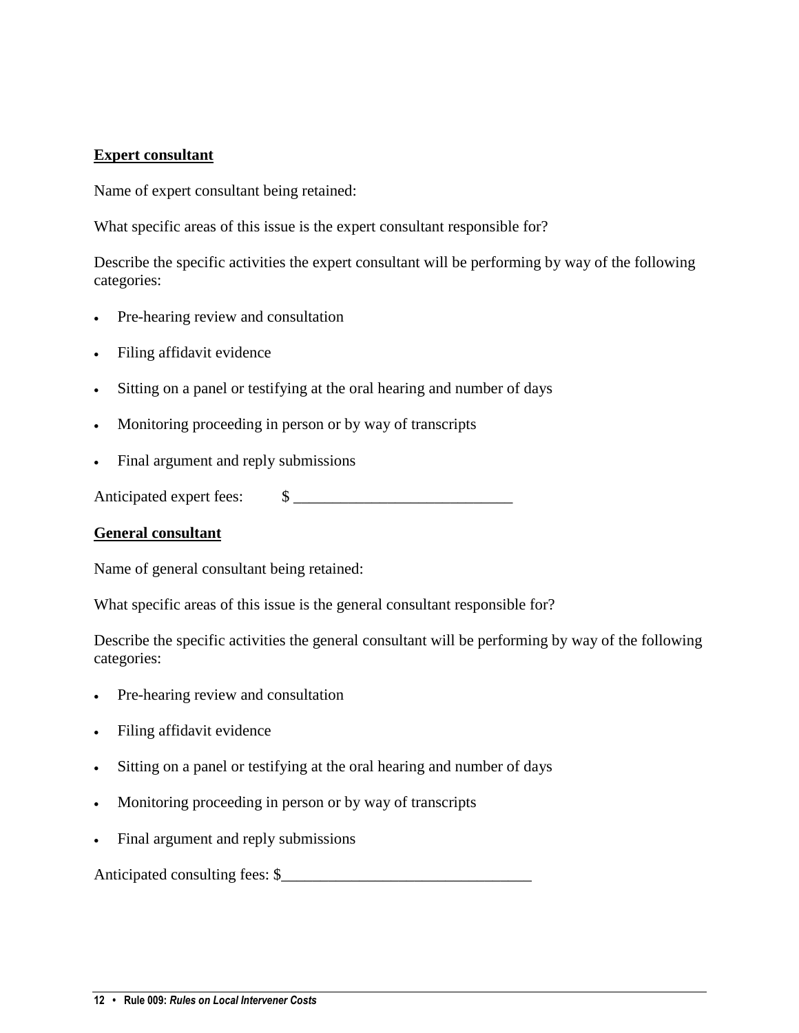**Expert consultant**

Name of expert consultant being retained:

What specific areas of this issue is the expert consultant responsible for?

Describe the specific activities the expert consultant will be performing by way of the following categories:

- Pre-hearing review and consultation
- Filing affidavit evidence
- Sitting on a panel or testifying at the oral hearing and number of days
- Monitoring proceeding in person or by way of transcripts
- Final argument and reply submissions

Anticipated expert fees: $ ____________________________

**General consultant**

Name of general consultant being retained:

What specific areas of this issue is the general consultant responsible for?

Describe the specific activities the general consultant will be performing by way of the following categories:

- Pre-hearing review and consultation
- Filing affidavit evidence
- Sitting on a panel or testifying at the oral hearing and number of days
- Monitoring proceeding in person or by way of transcripts
- Final argument and reply submissions

Anticipated consulting fees: $________________________________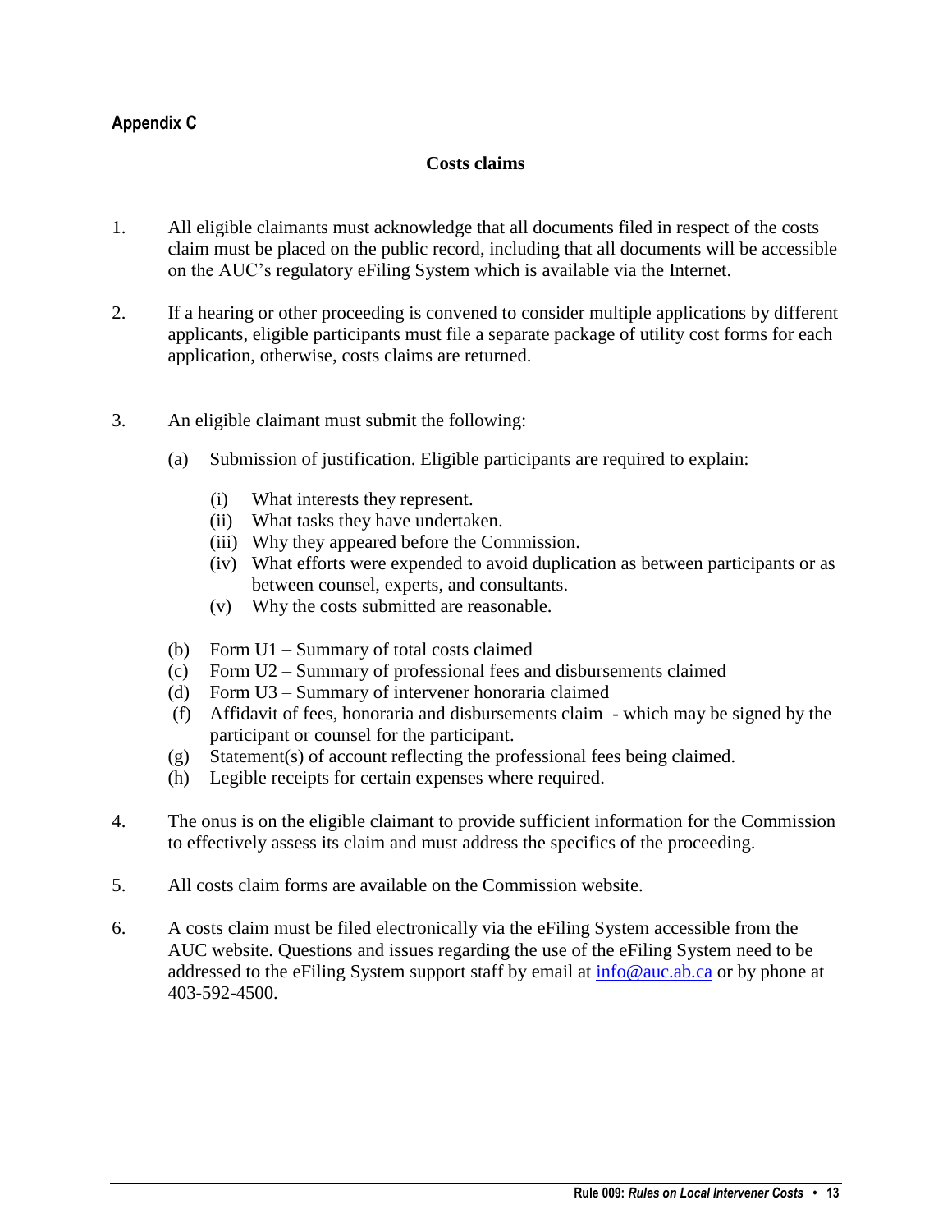## Appendix C

**Costs claims**

1. All eligible claimants must acknowledge that all documents filed in respect of the costs claim must be placed on the public record, including that all documents will be accessible on the AUC's regulatory eFiling System which is available via the Internet.

2. If a hearing or other proceeding is convened to consider multiple applications by different applicants, eligible participants must file a separate package of utility cost forms for each application, otherwise, costs claims are returned.

3. An eligible claimant must submit the following:

   (a) Submission of justification. Eligible participants are required to explain:

   (i) What interests they represent.
   (ii) What tasks they have undertaken.
   (iii) Why they appeared before the Commission.
   (iv) What efforts were expended to avoid duplication as between participants or as between counsel, experts, and consultants.
   (v) Why the costs submitted are reasonable.

   (b) Form U1 – Summary of total costs claimed
   (c) Form U2 – Summary of professional fees and disbursements claimed
   (d) Form U3 – Summary of intervener honoraria claimed
   (f) Affidavit of fees, honoraria and disbursements claim - which may be signed by the participant or counsel for the participant.
   (g) Statement(s) of account reflecting the professional fees being claimed.
   (h) Legible receipts for certain expenses where required.

4. The onus is on the eligible claimant to provide sufficient information for the Commission to effectively assess its claim and must address the specifics of the proceeding.

5. All costs claim forms are available on the Commission website.

6. A costs claim must be filed electronically via the eFiling System accessible from the AUC website. Questions and issues regarding the use of the eFiling System need to be addressed to the eFiling System support staff by email at info@auc.ab.ca or by phone at 403-592-4500.